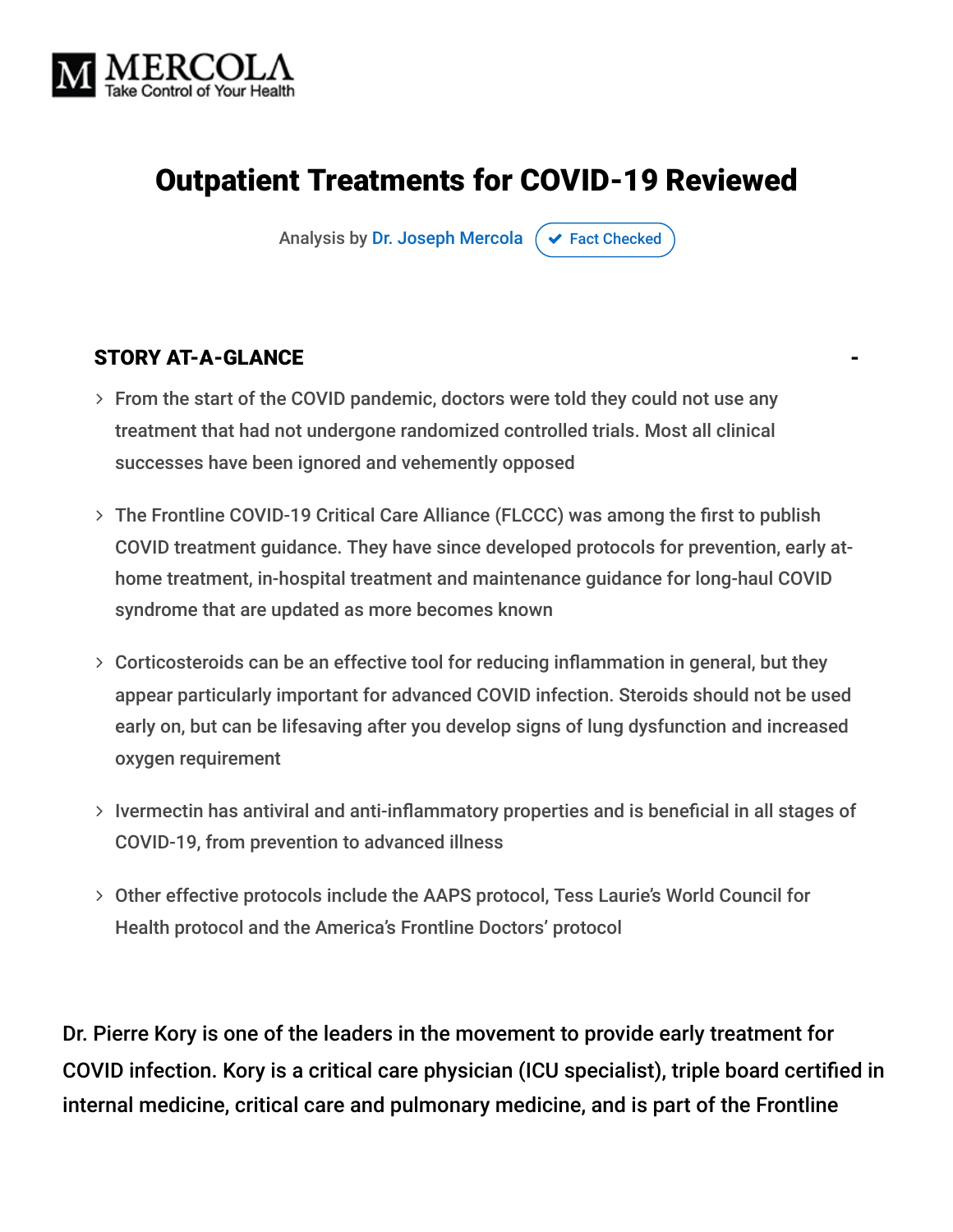MERCOLA
Take Control of Your Health

# Outpatient Treatments for COVID-19 Reviewed

Analysis by Dr. Joseph Mercola ✔ Fact Checked

## STORY AT-A-GLANCE

- From the start of the COVID pandemic, doctors were told they could not use any treatment that had not undergone randomized controlled trials. Most all clinical successes have been ignored and vehemently opposed
- The Frontline COVID-19 Critical Care Alliance (FLCCC) was among the first to publish COVID treatment guidance. They have since developed protocols for prevention, early at-home treatment, in-hospital treatment and maintenance guidance for long-haul COVID syndrome that are updated as more becomes known
- Corticosteroids can be an effective tool for reducing inflammation in general, but they appear particularly important for advanced COVID infection. Steroids should not be used early on, but can be lifesaving after you develop signs of lung dysfunction and increased oxygen requirement
- Ivermectin has antiviral and anti-inflammatory properties and is beneficial in all stages of COVID-19, from prevention to advanced illness
- Other effective protocols include the AAPS protocol, Tess Laurie's World Council for Health protocol and the America's Frontline Doctors' protocol

Dr. Pierre Kory is one of the leaders in the movement to provide early treatment for COVID infection. Kory is a critical care physician (ICU specialist), triple board certified in internal medicine, critical care and pulmonary medicine, and is part of the Frontline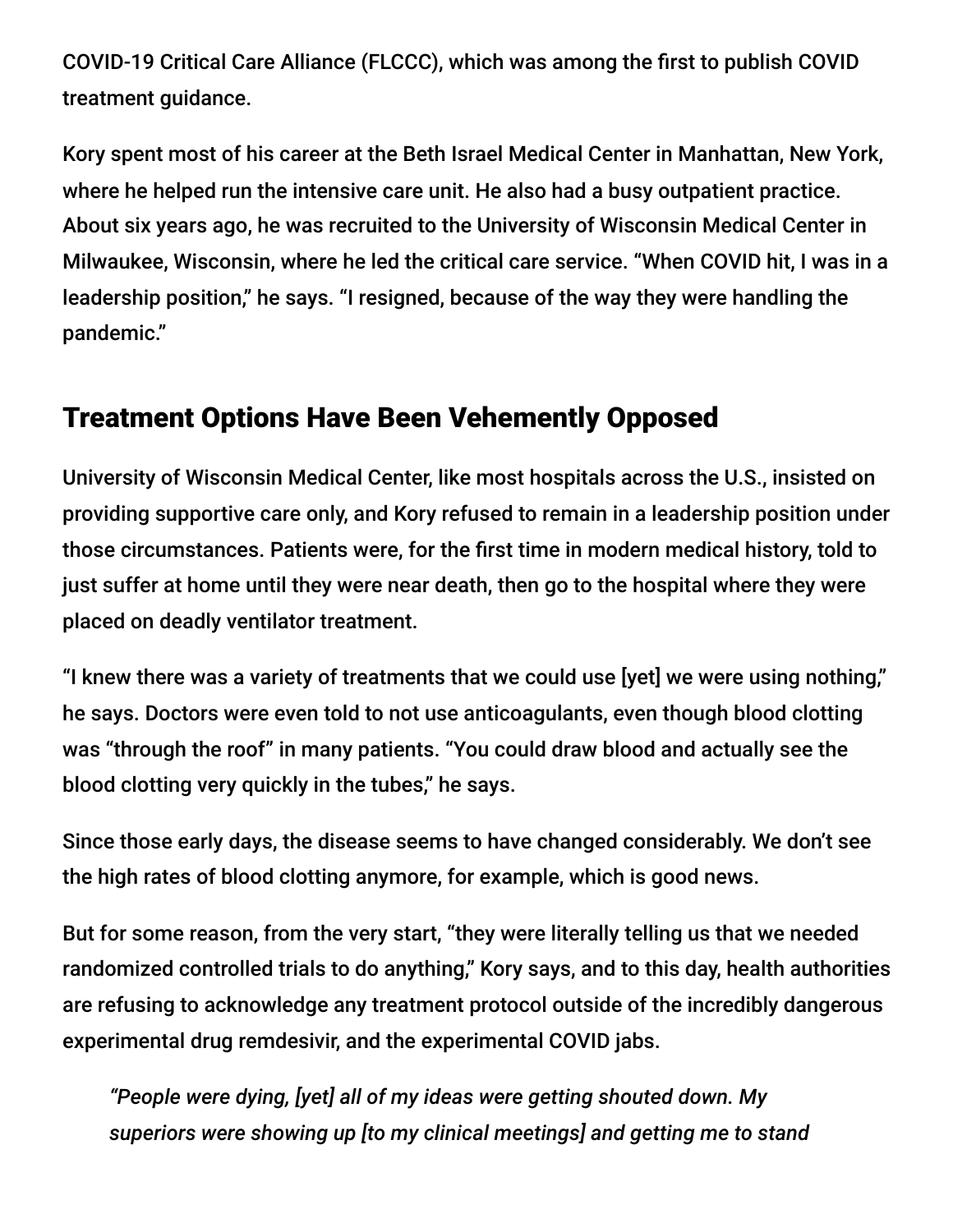COVID-19 Critical Care Alliance (FLCCC), which was among the first to publish COVID treatment guidance.

Kory spent most of his career at the Beth Israel Medical Center in Manhattan, New York, where he helped run the intensive care unit. He also had a busy outpatient practice. About six years ago, he was recruited to the University of Wisconsin Medical Center in Milwaukee, Wisconsin, where he led the critical care service. "When COVID hit, I was in a leadership position," he says. "I resigned, because of the way they were handling the pandemic."

## Treatment Options Have Been Vehemently Opposed

University of Wisconsin Medical Center, like most hospitals across the U.S., insisted on providing supportive care only, and Kory refused to remain in a leadership position under those circumstances. Patients were, for the first time in modern medical history, told to just suffer at home until they were near death, then go to the hospital where they were placed on deadly ventilator treatment.

"I knew there was a variety of treatments that we could use [yet] we were using nothing," he says. Doctors were even told to not use anticoagulants, even though blood clotting was "through the roof" in many patients. "You could draw blood and actually see the blood clotting very quickly in the tubes," he says.

Since those early days, the disease seems to have changed considerably. We don't see the high rates of blood clotting anymore, for example, which is good news.

But for some reason, from the very start, "they were literally telling us that we needed randomized controlled trials to do anything," Kory says, and to this day, health authorities are refusing to acknowledge any treatment protocol outside of the incredibly dangerous experimental drug remdesivir, and the experimental COVID jabs.

> *"People were dying, [yet] all of my ideas were getting shouted down. My superiors were showing up [to my clinical meetings] and getting me to stand*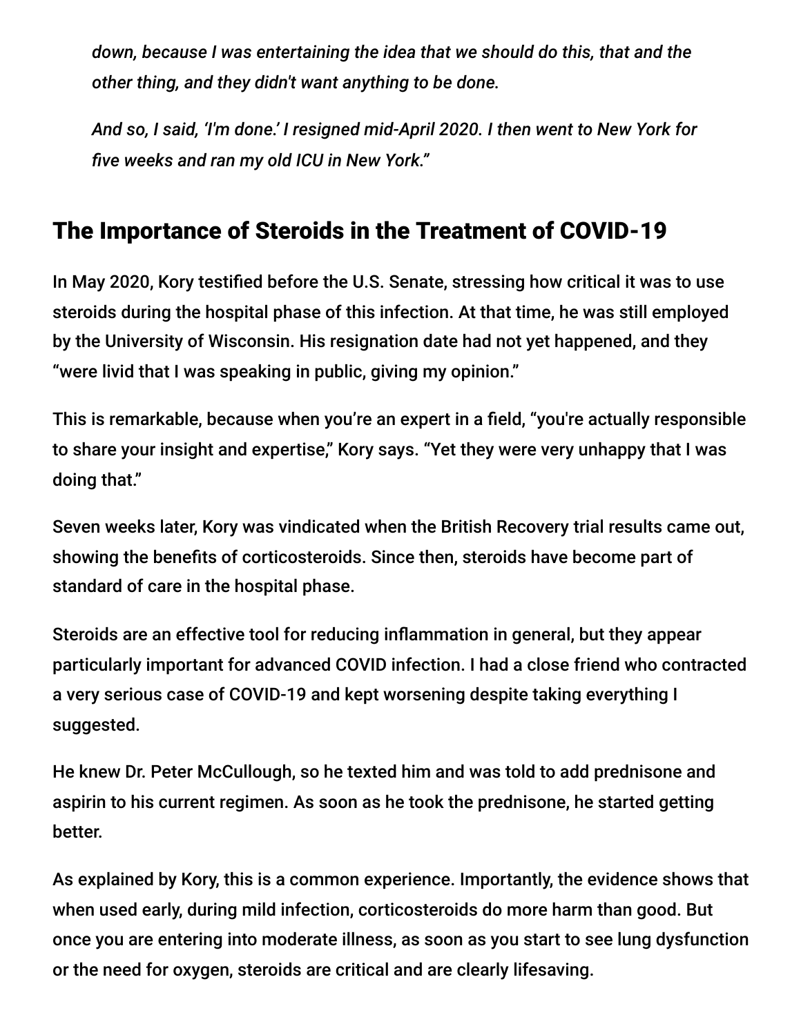*down, because I was entertaining the idea that we should do this, that and the other thing, and they didn't want anything to be done.*

*And so, I said, 'I'm done.' I resigned mid-April 2020. I then went to New York for five weeks and ran my old ICU in New York."*

## The Importance of Steroids in the Treatment of COVID-19

In May 2020, Kory testified before the U.S. Senate, stressing how critical it was to use steroids during the hospital phase of this infection. At that time, he was still employed by the University of Wisconsin. His resignation date had not yet happened, and they "were livid that I was speaking in public, giving my opinion."

This is remarkable, because when you're an expert in a field, "you're actually responsible to share your insight and expertise," Kory says. "Yet they were very unhappy that I was doing that."

Seven weeks later, Kory was vindicated when the British Recovery trial results came out, showing the benefits of corticosteroids. Since then, steroids have become part of standard of care in the hospital phase.

Steroids are an effective tool for reducing inflammation in general, but they appear particularly important for advanced COVID infection. I had a close friend who contracted a very serious case of COVID-19 and kept worsening despite taking everything I suggested.

He knew Dr. Peter McCullough, so he texted him and was told to add prednisone and aspirin to his current regimen. As soon as he took the prednisone, he started getting better.

As explained by Kory, this is a common experience. Importantly, the evidence shows that when used early, during mild infection, corticosteroids do more harm than good. But once you are entering into moderate illness, as soon as you start to see lung dysfunction or the need for oxygen, steroids are critical and are clearly lifesaving.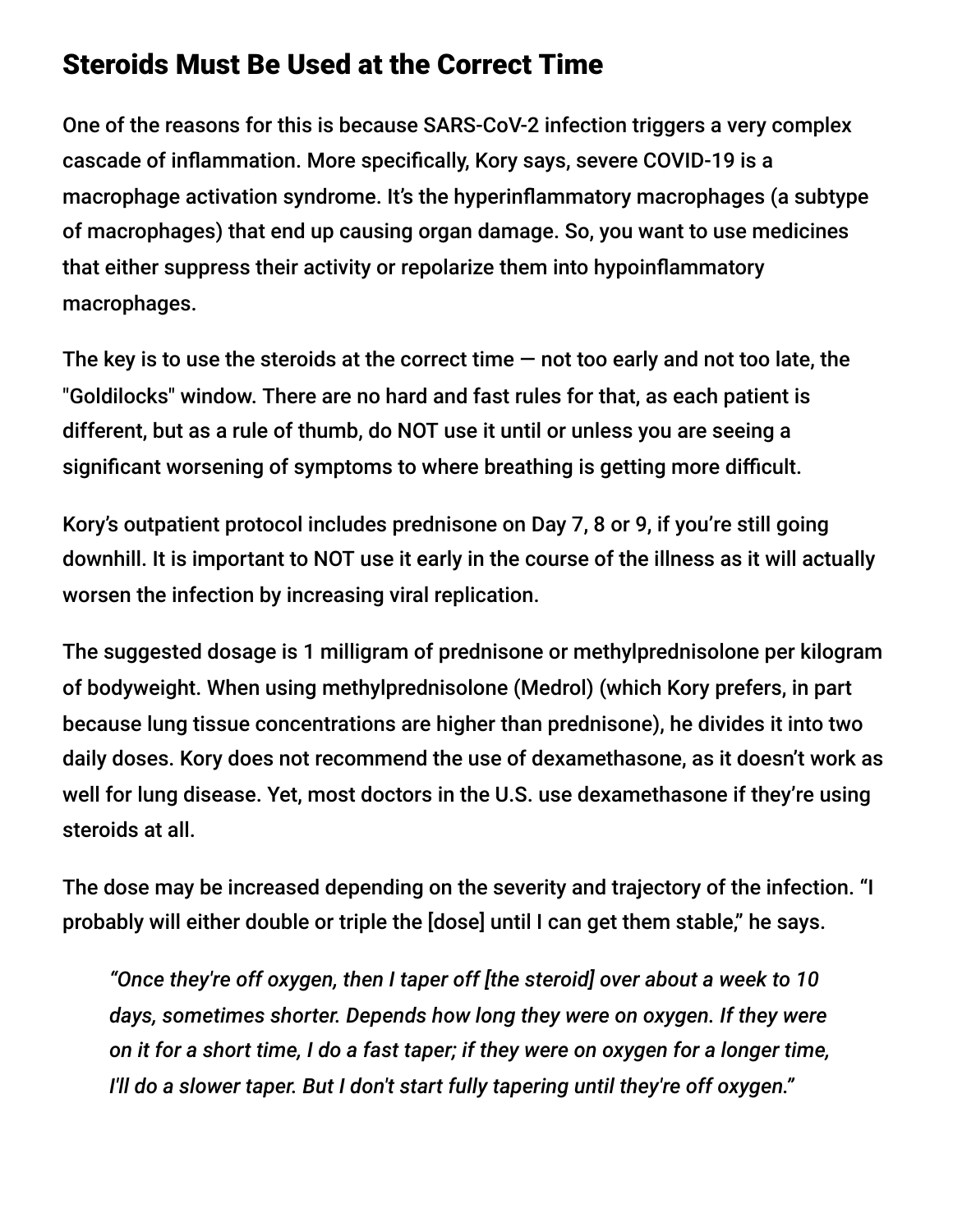## Steroids Must Be Used at the Correct Time

One of the reasons for this is because SARS-CoV-2 infection triggers a very complex cascade of inflammation. More specifically, Kory says, severe COVID-19 is a macrophage activation syndrome. It's the hyperinflammatory macrophages (a subtype of macrophages) that end up causing organ damage. So, you want to use medicines that either suppress their activity or repolarize them into hypoinflammatory macrophages.

The key is to use the steroids at the correct time — not too early and not too late, the "Goldilocks" window. There are no hard and fast rules for that, as each patient is different, but as a rule of thumb, do NOT use it until or unless you are seeing a significant worsening of symptoms to where breathing is getting more difficult.

Kory's outpatient protocol includes prednisone on Day 7, 8 or 9, if you're still going downhill. It is important to NOT use it early in the course of the illness as it will actually worsen the infection by increasing viral replication.

The suggested dosage is 1 milligram of prednisone or methylprednisolone per kilogram of bodyweight. When using methylprednisolone (Medrol) (which Kory prefers, in part because lung tissue concentrations are higher than prednisone), he divides it into two daily doses. Kory does not recommend the use of dexamethasone, as it doesn't work as well for lung disease. Yet, most doctors in the U.S. use dexamethasone if they're using steroids at all.

The dose may be increased depending on the severity and trajectory of the infection. "I probably will either double or triple the [dose] until I can get them stable," he says.

> *"Once they're off oxygen, then I taper off [the steroid] over about a week to 10 days, sometimes shorter. Depends how long they were on oxygen. If they were on it for a short time, I do a fast taper; if they were on oxygen for a longer time, I'll do a slower taper. But I don't start fully tapering until they're off oxygen."*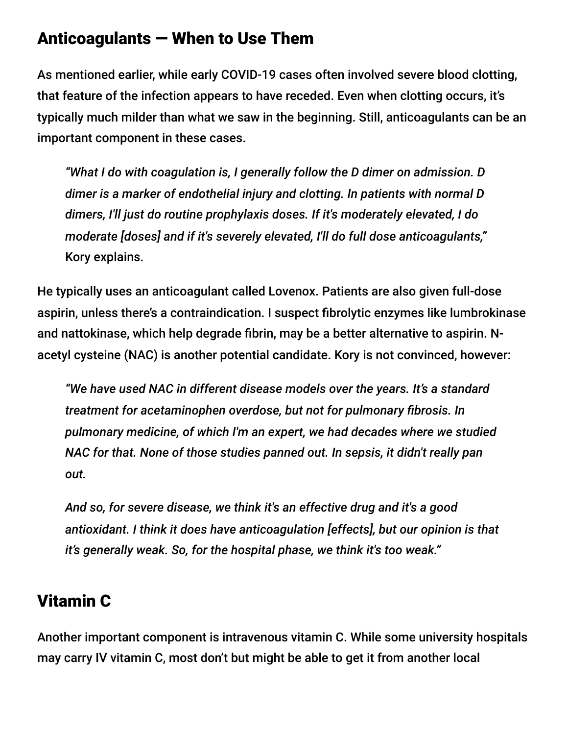## Anticoagulants — When to Use Them

As mentioned earlier, while early COVID-19 cases often involved severe blood clotting, that feature of the infection appears to have receded. Even when clotting occurs, it's typically much milder than what we saw in the beginning. Still, anticoagulants can be an important component in these cases.

> *"What I do with coagulation is, I generally follow the D dimer on admission. D dimer is a marker of endothelial injury and clotting. In patients with normal D dimers, I'll just do routine prophylaxis doses. If it's moderately elevated, I do moderate [doses] and if it's severely elevated, I'll do full dose anticoagulants,"* Kory explains.

He typically uses an anticoagulant called Lovenox. Patients are also given full-dose aspirin, unless there's a contraindication. I suspect fibrolytic enzymes like lumbrokinase and nattokinase, which help degrade fibrin, may be a better alternative to aspirin. N-acetyl cysteine (NAC) is another potential candidate. Kory is not convinced, however:

> *"We have used NAC in different disease models over the years. It's a standard treatment for acetaminophen overdose, but not for pulmonary fibrosis. In pulmonary medicine, of which I'm an expert, we had decades where we studied NAC for that. None of those studies panned out. In sepsis, it didn't really pan out.*
>
> *And so, for severe disease, we think it's an effective drug and it's a good antioxidant. I think it does have anticoagulation [effects], but our opinion is that it's generally weak. So, for the hospital phase, we think it's too weak."*

## Vitamin C

Another important component is intravenous vitamin C. While some university hospitals may carry IV vitamin C, most don't but might be able to get it from another local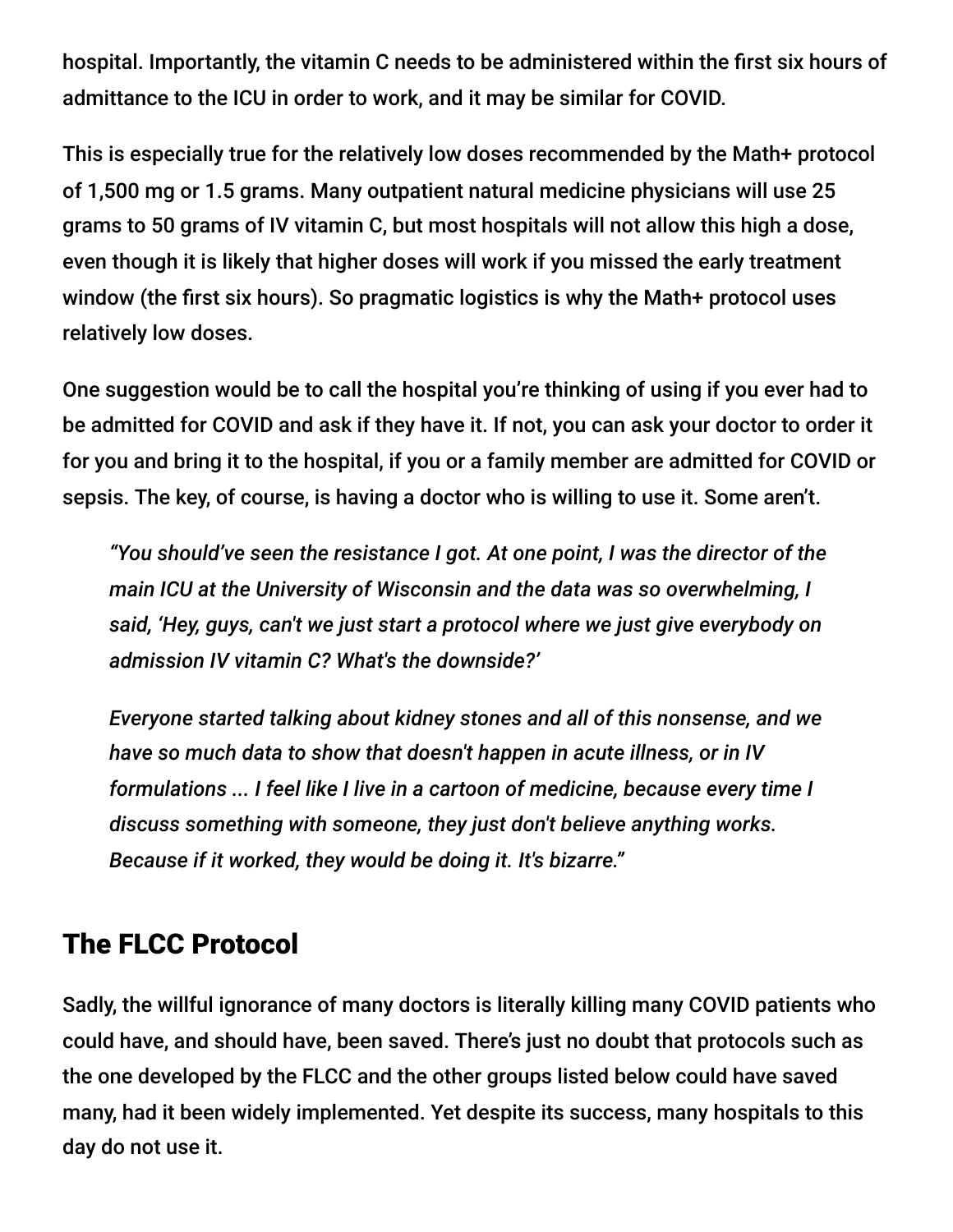hospital. Importantly, the vitamin C needs to be administered within the first six hours of admittance to the ICU in order to work, and it may be similar for COVID.

This is especially true for the relatively low doses recommended by the Math+ protocol of 1,500 mg or 1.5 grams. Many outpatient natural medicine physicians will use 25 grams to 50 grams of IV vitamin C, but most hospitals will not allow this high a dose, even though it is likely that higher doses will work if you missed the early treatment window (the first six hours). So pragmatic logistics is why the Math+ protocol uses relatively low doses.

One suggestion would be to call the hospital you're thinking of using if you ever had to be admitted for COVID and ask if they have it. If not, you can ask your doctor to order it for you and bring it to the hospital, if you or a family member are admitted for COVID or sepsis. The key, of course, is having a doctor who is willing to use it. Some aren't.

> *"You should've seen the resistance I got. At one point, I was the director of the main ICU at the University of Wisconsin and the data was so overwhelming, I said, 'Hey, guys, can't we just start a protocol where we just give everybody on admission IV vitamin C? What's the downside?'*
>
> *Everyone started talking about kidney stones and all of this nonsense, and we have so much data to show that doesn't happen in acute illness, or in IV formulations ... I feel like I live in a cartoon of medicine, because every time I discuss something with someone, they just don't believe anything works. Because if it worked, they would be doing it. It's bizarre."*

## The FLCC Protocol

Sadly, the willful ignorance of many doctors is literally killing many COVID patients who could have, and should have, been saved. There's just no doubt that protocols such as the one developed by the FLCC and the other groups listed below could have saved many, had it been widely implemented. Yet despite its success, many hospitals to this day do not use it.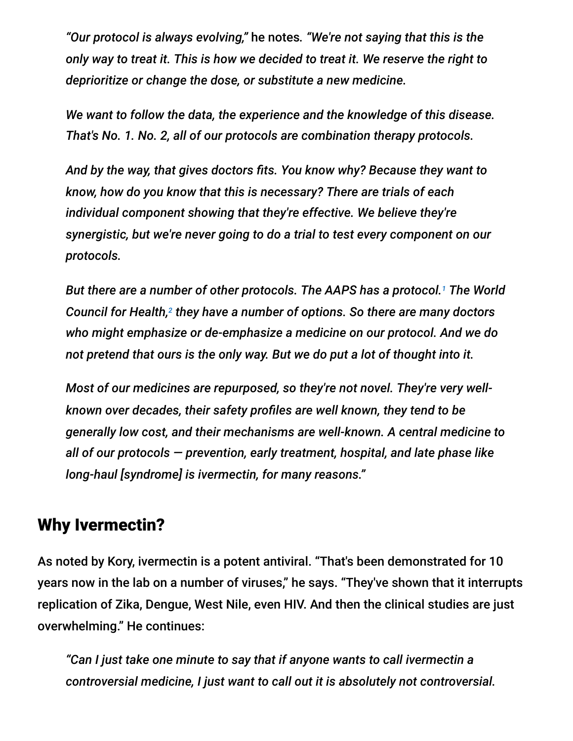*"Our protocol is always evolving,"* he notes. *"We're not saying that this is the only way to treat it. This is how we decided to treat it. We reserve the right to deprioritize or change the dose, or substitute a new medicine.*

*We want to follow the data, the experience and the knowledge of this disease. That's No. 1. No. 2, all of our protocols are combination therapy protocols.*

*And by the way, that gives doctors fits. You know why? Because they want to know, how do you know that this is necessary? There are trials of each individual component showing that they're effective. We believe they're synergistic, but we're never going to do a trial to test every component on our protocols.*

*But there are a number of other protocols. The AAPS has a protocol.*[1] *The World Council for Health,*[2] *they have a number of options. So there are many doctors who might emphasize or de-emphasize a medicine on our protocol. And we do not pretend that ours is the only way. But we do put a lot of thought into it.*

*Most of our medicines are repurposed, so they're not novel. They're very well-known over decades, their safety profiles are well known, they tend to be generally low cost, and their mechanisms are well-known. A central medicine to all of our protocols — prevention, early treatment, hospital, and late phase like long-haul [syndrome] is ivermectin, for many reasons."*

## Why Ivermectin?

As noted by Kory, ivermectin is a potent antiviral. "That's been demonstrated for 10 years now in the lab on a number of viruses," he says. "They've shown that it interrupts replication of Zika, Dengue, West Nile, even HIV. And then the clinical studies are just overwhelming." He continues:

*"Can I just take one minute to say that if anyone wants to call ivermectin a controversial medicine, I just want to call out it is absolutely not controversial.*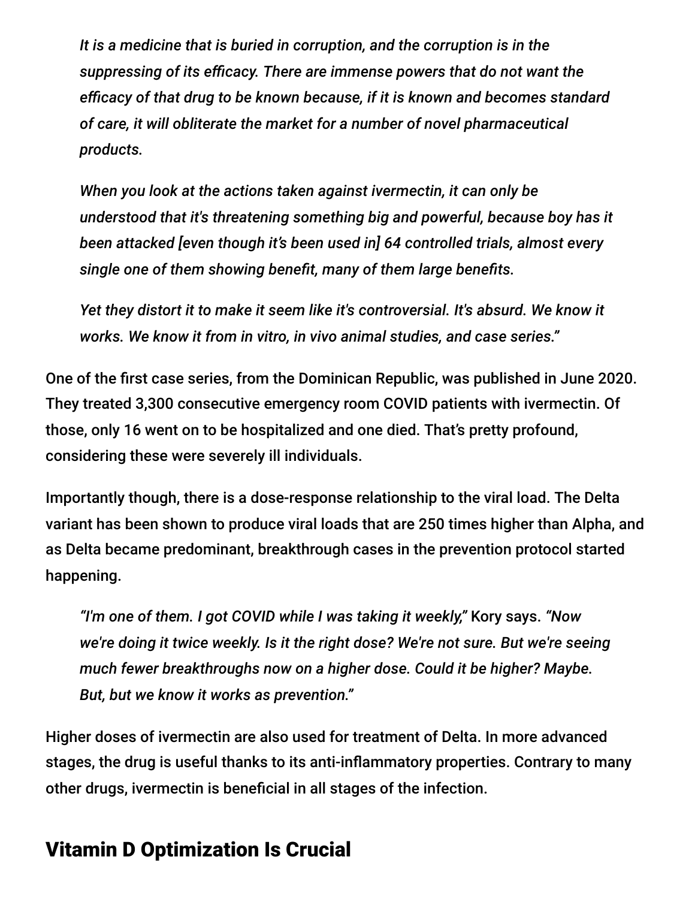> *It is a medicine that is buried in corruption, and the corruption is in the suppressing of its efficacy. There are immense powers that do not want the efficacy of that drug to be known because, if it is known and becomes standard of care, it will obliterate the market for a number of novel pharmaceutical products.*
>
> *When you look at the actions taken against ivermectin, it can only be understood that it's threatening something big and powerful, because boy has it been attacked [even though it's been used in] 64 controlled trials, almost every single one of them showing benefit, many of them large benefits.*
>
> *Yet they distort it to make it seem like it's controversial. It's absurd. We know it works. We know it from in vitro, in vivo animal studies, and case series."*

One of the first case series, from the Dominican Republic, was published in June 2020. They treated 3,300 consecutive emergency room COVID patients with ivermectin. Of those, only 16 went on to be hospitalized and one died. That's pretty profound, considering these were severely ill individuals.

Importantly though, there is a dose-response relationship to the viral load. The Delta variant has been shown to produce viral loads that are 250 times higher than Alpha, and as Delta became predominant, breakthrough cases in the prevention protocol started happening.

> *"I'm one of them. I got COVID while I was taking it weekly,"* Kory says. *"Now we're doing it twice weekly. Is it the right dose? We're not sure. But we're seeing much fewer breakthroughs now on a higher dose. Could it be higher? Maybe. But, but we know it works as prevention."*

Higher doses of ivermectin are also used for treatment of Delta. In more advanced stages, the drug is useful thanks to its anti-inflammatory properties. Contrary to many other drugs, ivermectin is beneficial in all stages of the infection.

## Vitamin D Optimization Is Crucial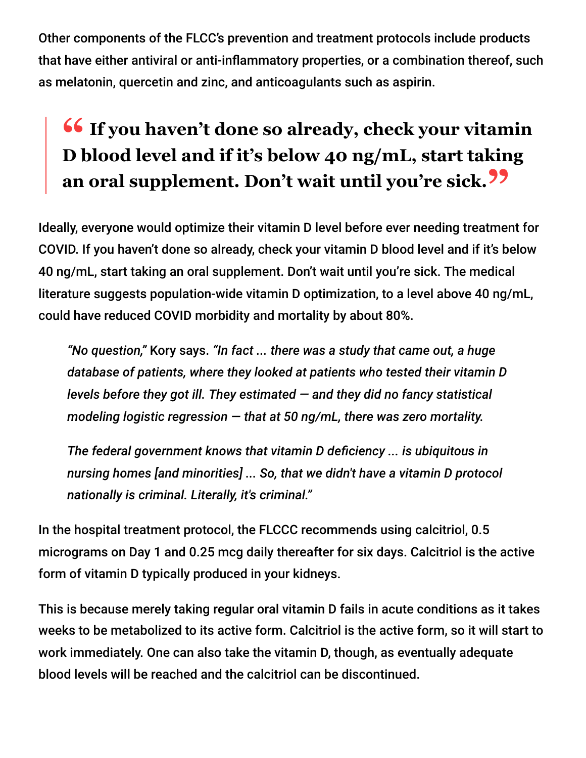Other components of the FLCC's prevention and treatment protocols include products that have either antiviral or anti-inflammatory properties, or a combination thereof, such as melatonin, quercetin and zinc, and anticoagulants such as aspirin.

> **“ If you haven't done so already, check your vitamin D blood level and if it's below 40 ng/mL, start taking an oral supplement. Don't wait until you're sick.”**

Ideally, everyone would optimize their vitamin D level before ever needing treatment for COVID. If you haven't done so already, check your vitamin D blood level and if it's below 40 ng/mL, start taking an oral supplement. Don't wait until you're sick. The medical literature suggests population-wide vitamin D optimization, to a level above 40 ng/mL, could have reduced COVID morbidity and mortality by about 80%.

> *"No question,"* Kory says. *"In fact ... there was a study that came out, a huge database of patients, where they looked at patients who tested their vitamin D levels before they got ill. They estimated — and they did no fancy statistical modeling logistic regression — that at 50 ng/mL, there was zero mortality.*
>
> *The federal government knows that vitamin D deficiency ... is ubiquitous in nursing homes [and minorities] ... So, that we didn't have a vitamin D protocol nationally is criminal. Literally, it's criminal."*

In the hospital treatment protocol, the FLCCC recommends using calcitriol, 0.5 micrograms on Day 1 and 0.25 mcg daily thereafter for six days. Calcitriol is the active form of vitamin D typically produced in your kidneys.

This is because merely taking regular oral vitamin D fails in acute conditions as it takes weeks to be metabolized to its active form. Calcitriol is the active form, so it will start to work immediately. One can also take the vitamin D, though, as eventually adequate blood levels will be reached and the calcitriol can be discontinued.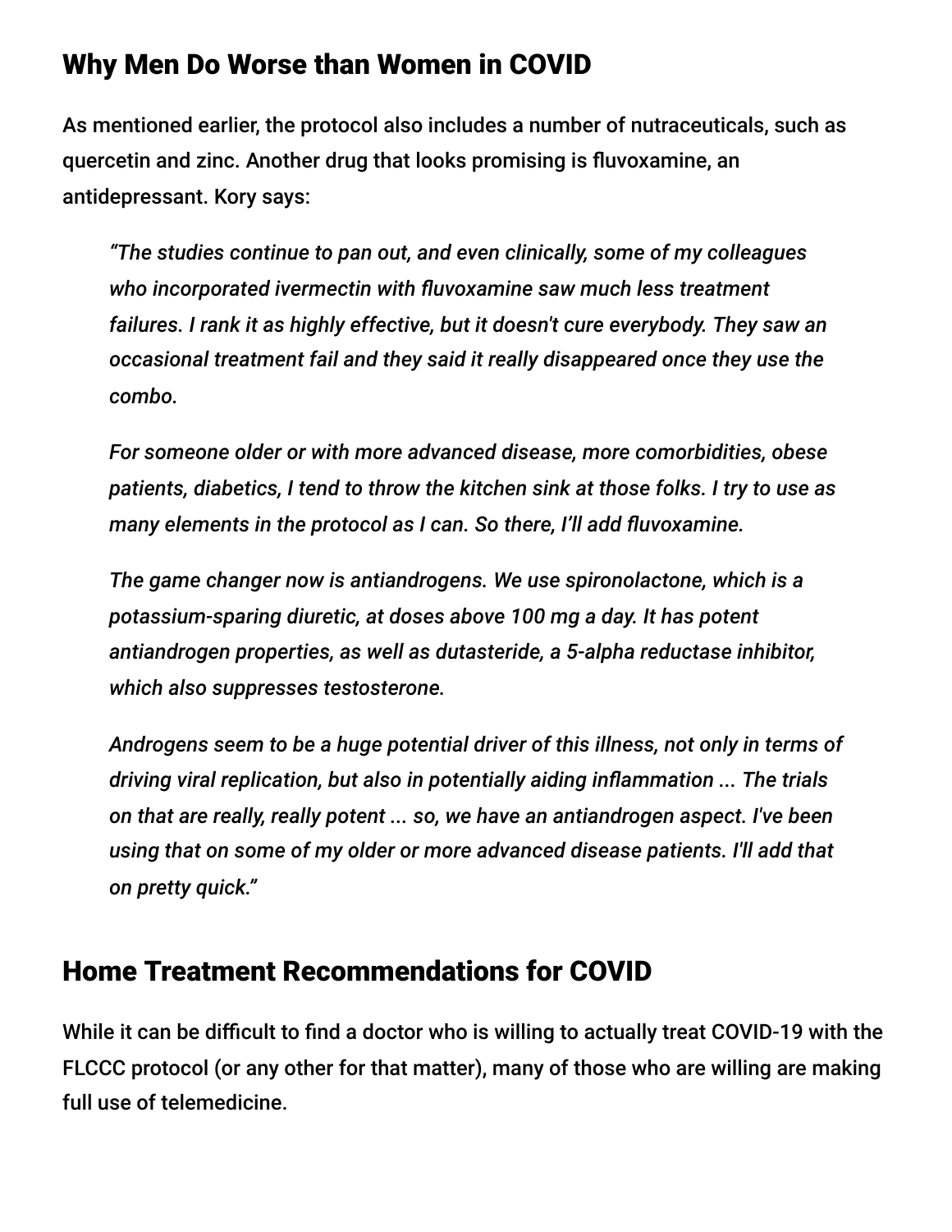## Why Men Do Worse than Women in COVID

As mentioned earlier, the protocol also includes a number of nutraceuticals, such as quercetin and zinc. Another drug that looks promising is fluvoxamine, an antidepressant. Kory says:

> *"The studies continue to pan out, and even clinically, some of my colleagues who incorporated ivermectin with fluvoxamine saw much less treatment failures. I rank it as highly effective, but it doesn't cure everybody. They saw an occasional treatment fail and they said it really disappeared once they use the combo.*
>
> *For someone older or with more advanced disease, more comorbidities, obese patients, diabetics, I tend to throw the kitchen sink at those folks. I try to use as many elements in the protocol as I can. So there, I'll add fluvoxamine.*
>
> *The game changer now is antiandrogens. We use spironolactone, which is a potassium-sparing diuretic, at doses above 100 mg a day. It has potent antiandrogen properties, as well as dutasteride, a 5-alpha reductase inhibitor, which also suppresses testosterone.*
>
> *Androgens seem to be a huge potential driver of this illness, not only in terms of driving viral replication, but also in potentially aiding inflammation ... The trials on that are really, really potent ... so, we have an antiandrogen aspect. I've been using that on some of my older or more advanced disease patients. I'll add that on pretty quick."*

## Home Treatment Recommendations for COVID

While it can be difficult to find a doctor who is willing to actually treat COVID-19 with the FLCCC protocol (or any other for that matter), many of those who are willing are making full use of telemedicine.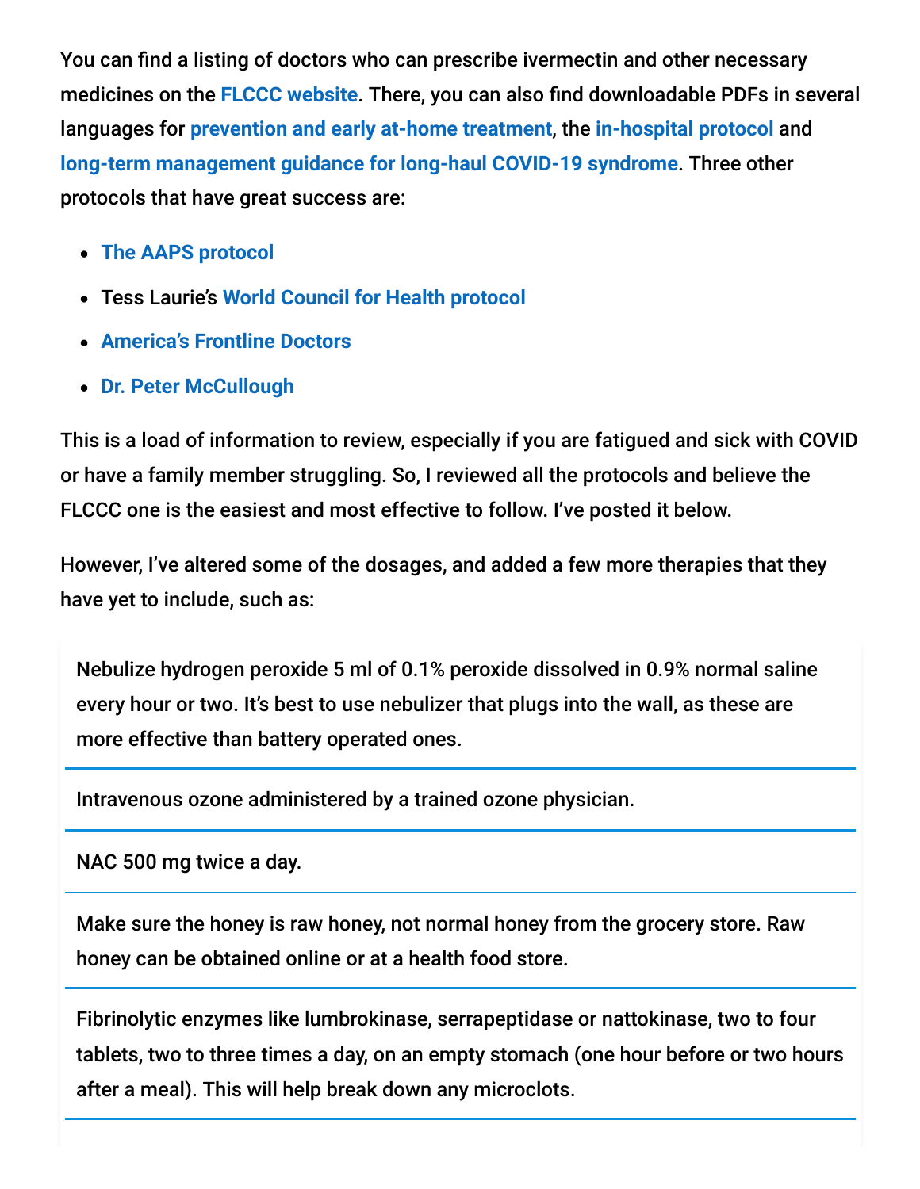You can find a listing of doctors who can prescribe ivermectin and other necessary medicines on the FLCCC website. There, you can also find downloadable PDFs in several languages for prevention and early at-home treatment, the in-hospital protocol and long-term management guidance for long-haul COVID-19 syndrome. Three other protocols that have great success are:

- The AAPS protocol
- Tess Laurie's World Council for Health protocol
- America's Frontline Doctors
- Dr. Peter McCullough

This is a load of information to review, especially if you are fatigued and sick with COVID or have a family member struggling. So, I reviewed all the protocols and believe the FLCCC one is the easiest and most effective to follow. I've posted it below.

However, I've altered some of the dosages, and added a few more therapies that they have yet to include, such as:

Nebulize hydrogen peroxide 5 ml of 0.1% peroxide dissolved in 0.9% normal saline every hour or two. It's best to use nebulizer that plugs into the wall, as these are more effective than battery operated ones.

Intravenous ozone administered by a trained ozone physician.

NAC 500 mg twice a day.

Make sure the honey is raw honey, not normal honey from the grocery store. Raw honey can be obtained online or at a health food store.

Fibrinolytic enzymes like lumbrokinase, serrapeptidase or nattokinase, two to four tablets, two to three times a day, on an empty stomach (one hour before or two hours after a meal). This will help break down any microclots.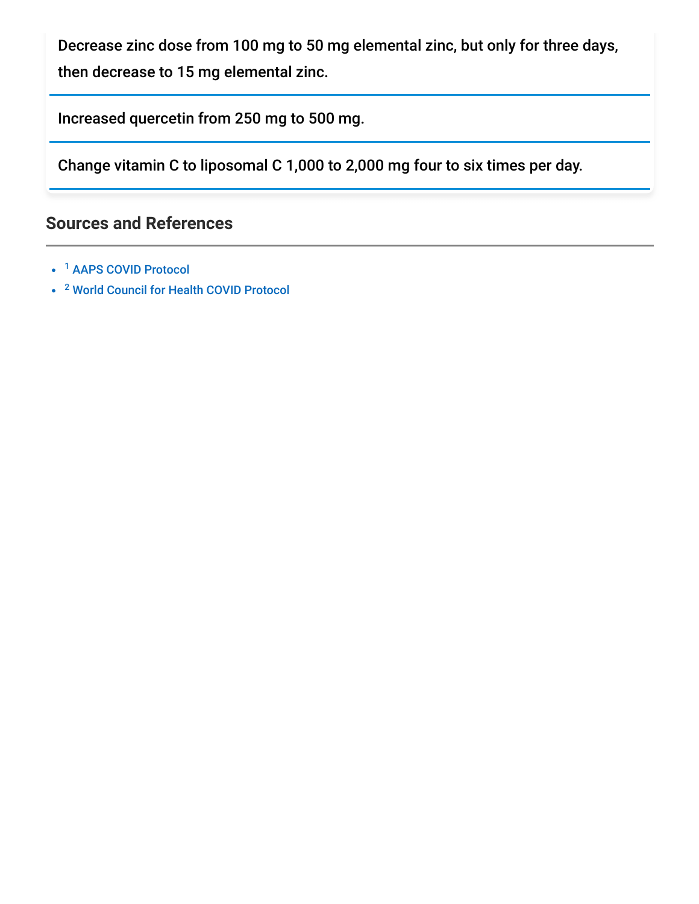Decrease zinc dose from 100 mg to 50 mg elemental zinc, but only for three days, then decrease to 15 mg elemental zinc.

Increased quercetin from 250 mg to 500 mg.

Change vitamin C to liposomal C 1,000 to 2,000 mg four to six times per day.

## Sources and References

- [1] AAPS COVID Protocol
- [2] World Council for Health COVID Protocol